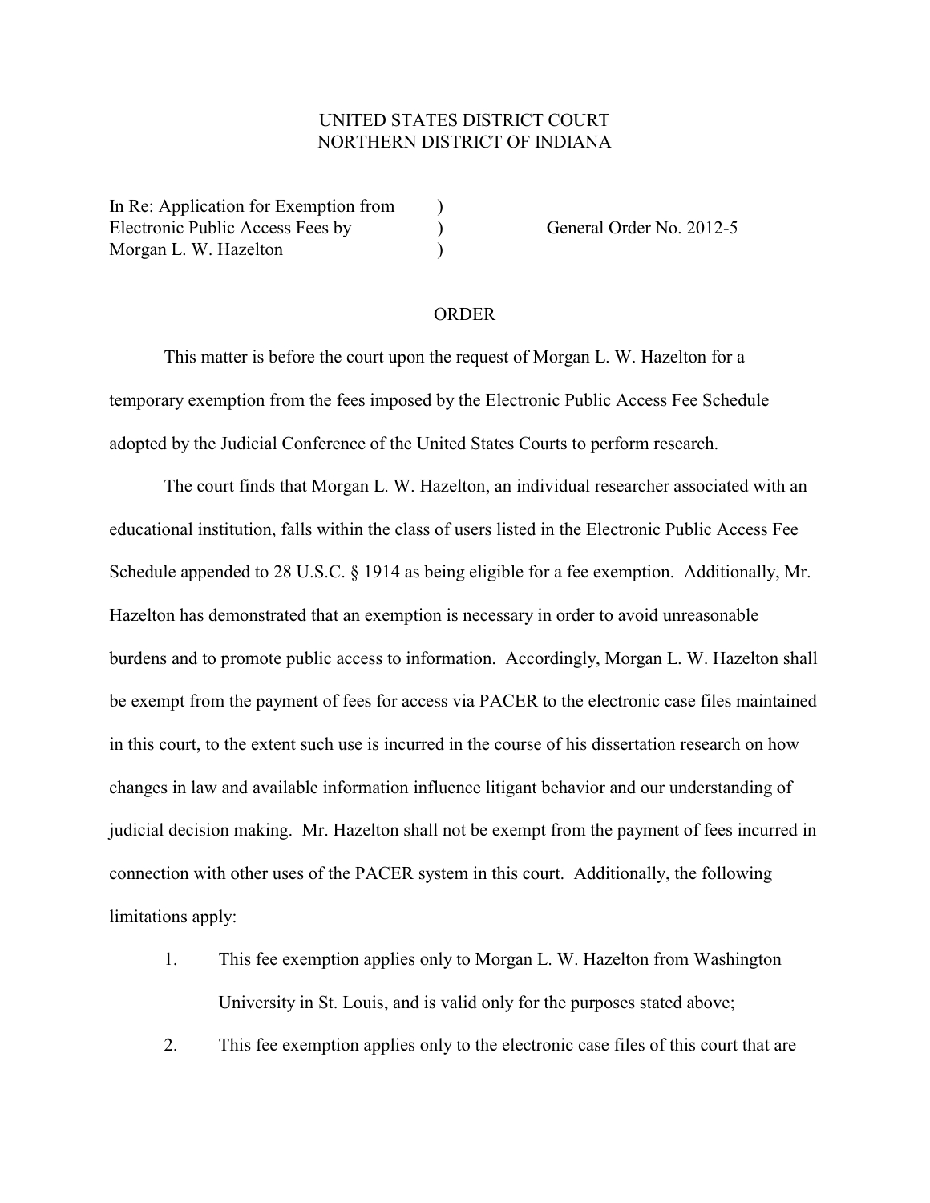UNITED STATES DISTRICT COURT
NORTHERN DISTRICT OF INDIANA

In Re: Application for Exemption from Electronic Public Access Fees by Morgan L. W. Hazelton

General Order No. 2012-5

# ORDER

This matter is before the court upon the request of Morgan L. W. Hazelton for a temporary exemption from the fees imposed by the Electronic Public Access Fee Schedule adopted by the Judicial Conference of the United States Courts to perform research.

The court finds that Morgan L. W. Hazelton, an individual researcher associated with an educational institution, falls within the class of users listed in the Electronic Public Access Fee Schedule appended to 28 U.S.C. § 1914 as being eligible for a fee exemption. Additionally, Mr. Hazelton has demonstrated that an exemption is necessary in order to avoid unreasonable burdens and to promote public access to information. Accordingly, Morgan L. W. Hazelton shall be exempt from the payment of fees for access via PACER to the electronic case files maintained in this court, to the extent such use is incurred in the course of his dissertation research on how changes in law and available information influence litigant behavior and our understanding of judicial decision making. Mr. Hazelton shall not be exempt from the payment of fees incurred in connection with other uses of the PACER system in this court. Additionally, the following limitations apply:

1. This fee exemption applies only to Morgan L. W. Hazelton from Washington University in St. Louis, and is valid only for the purposes stated above;
2. This fee exemption applies only to the electronic case files of this court that are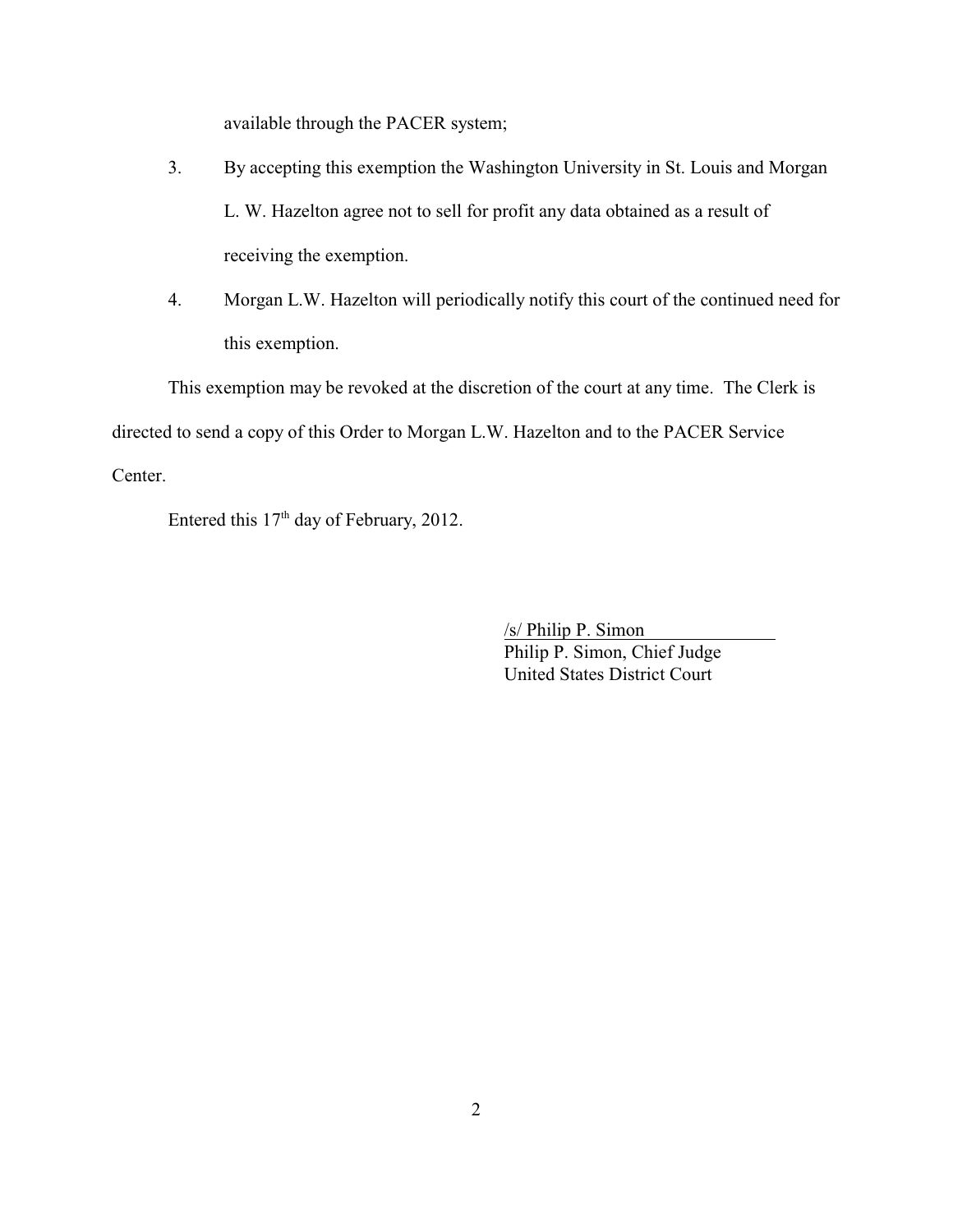available through the PACER system;

3. By accepting this exemption the Washington University in St. Louis and Morgan L. W. Hazelton agree not to sell for profit any data obtained as a result of receiving the exemption.

4. Morgan L.W. Hazelton will periodically notify this court of the continued need for this exemption.

This exemption may be revoked at the discretion of the court at any time. The Clerk is directed to send a copy of this Order to Morgan L.W. Hazelton and to the PACER Service Center.

Entered this 17th day of February, 2012.

/s/ Philip P. Simon
Philip P. Simon, Chief Judge
United States District Court